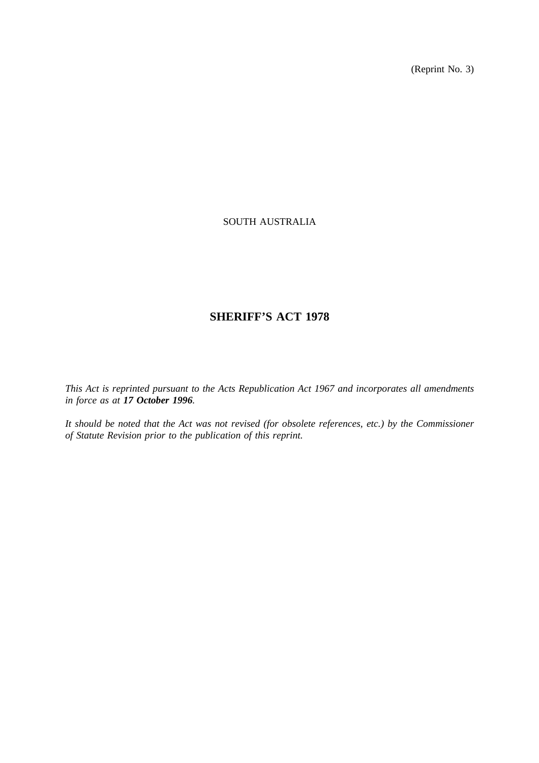(Reprint No. 3)

SOUTH AUSTRALIA

# SHERIFF'S ACT 1978

*This Act is reprinted pursuant to the Acts Republication Act 1967 and incorporates all amendments in force as at **17 October 1996**.*

*It should be noted that the Act was not revised (for obsolete references, etc.) by the Commissioner of Statute Revision prior to the publication of this reprint.*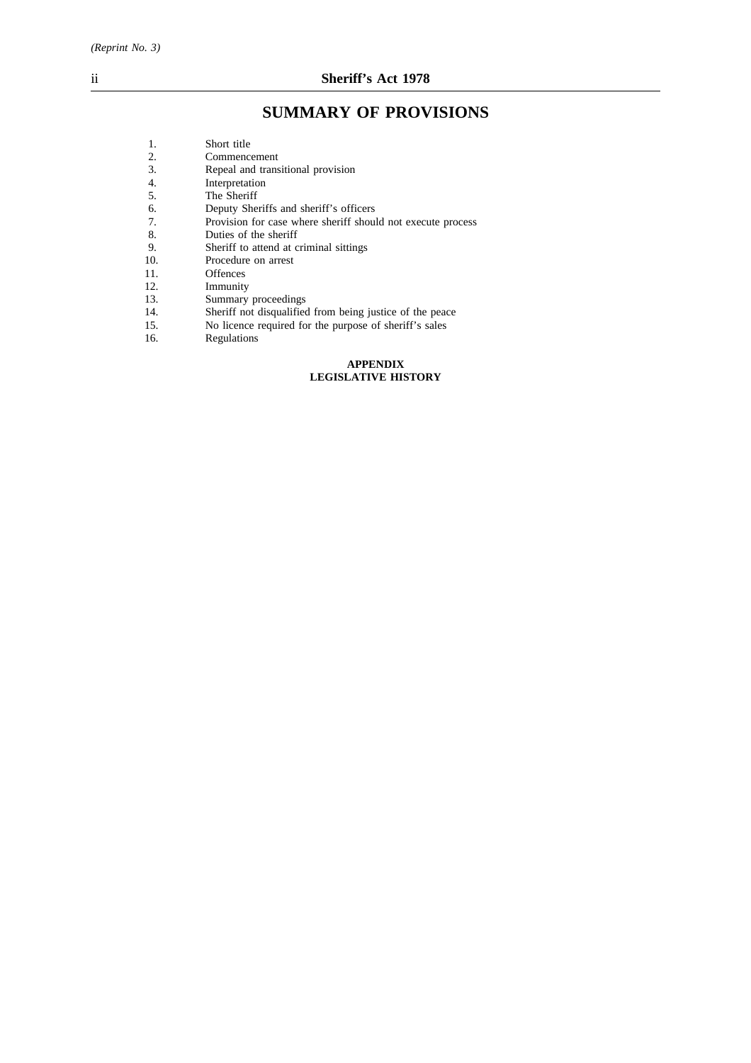# SUMMARY OF PROVISIONS

1. Short title
2. Commencement
3. Repeal and transitional provision
4. Interpretation
5. The Sheriff
6. Deputy Sheriffs and sheriff's officers
7. Provision for case where sheriff should not execute process
8. Duties of the sheriff
9. Sheriff to attend at criminal sittings
10. Procedure on arrest
11. Offences
12. Immunity
13. Summary proceedings
14. Sheriff not disqualified from being justice of the peace
15. No licence required for the purpose of sheriff's sales
16. Regulations

**APPENDIX**
**LEGISLATIVE HISTORY**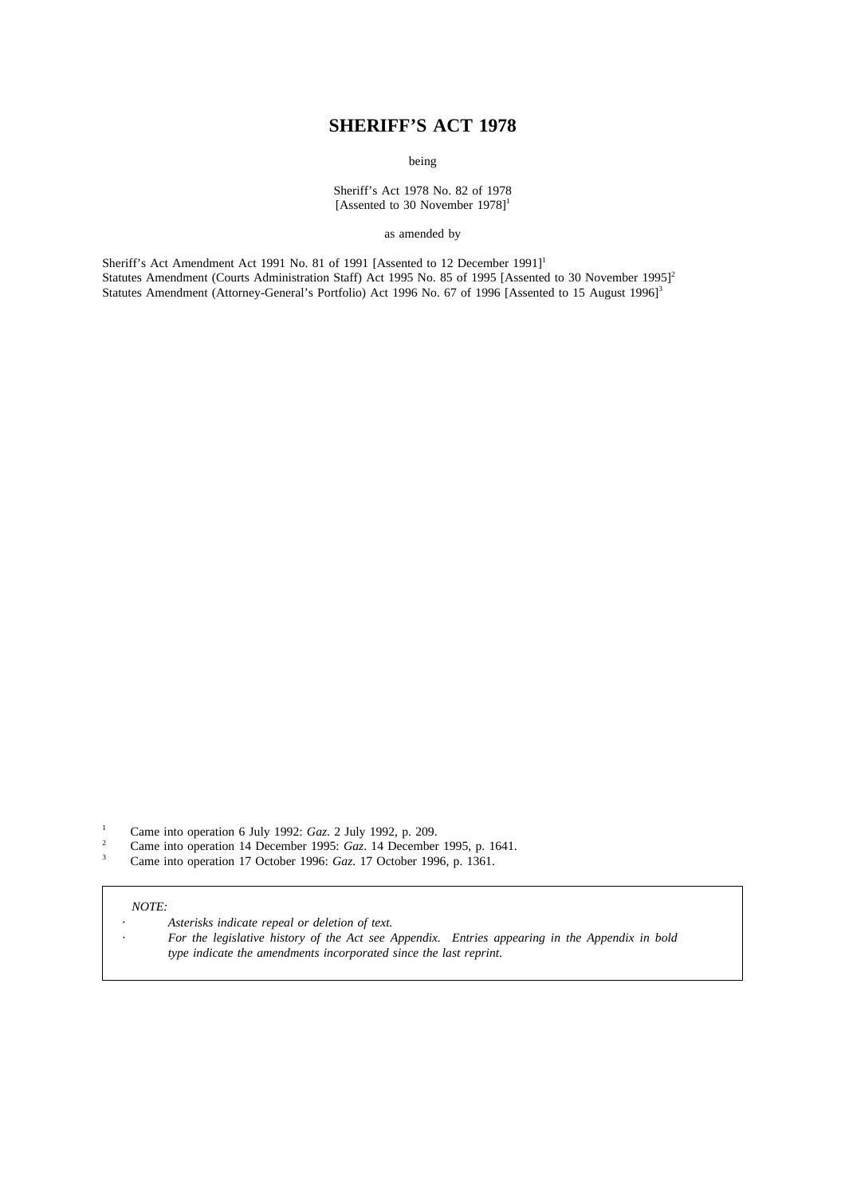# SHERIFF'S ACT 1978

being

Sheriff's Act 1978 No. 82 of 1978
[Assented to 30 November 1978][1]

as amended by

Sheriff's Act Amendment Act 1991 No. 81 of 1991 [Assented to 12 December 1991][1]
Statutes Amendment (Courts Administration Staff) Act 1995 No. 85 of 1995 [Assented to 30 November 1995][2]
Statutes Amendment (Attorney-General's Portfolio) Act 1996 No. 67 of 1996 [Assented to 15 August 1996][3]

[1] Came into operation 6 July 1992: *Gaz.* 2 July 1992, p. 209.
[2] Came into operation 14 December 1995: *Gaz*. 14 December 1995, p. 1641.
[3] Came into operation 17 October 1996: *Gaz.* 17 October 1996, p. 1361.

*NOTE:*

- *Asterisks indicate repeal or deletion of text.*
- *For the legislative history of the Act see Appendix. Entries appearing in the Appendix in bold type indicate the amendments incorporated since the last reprint.*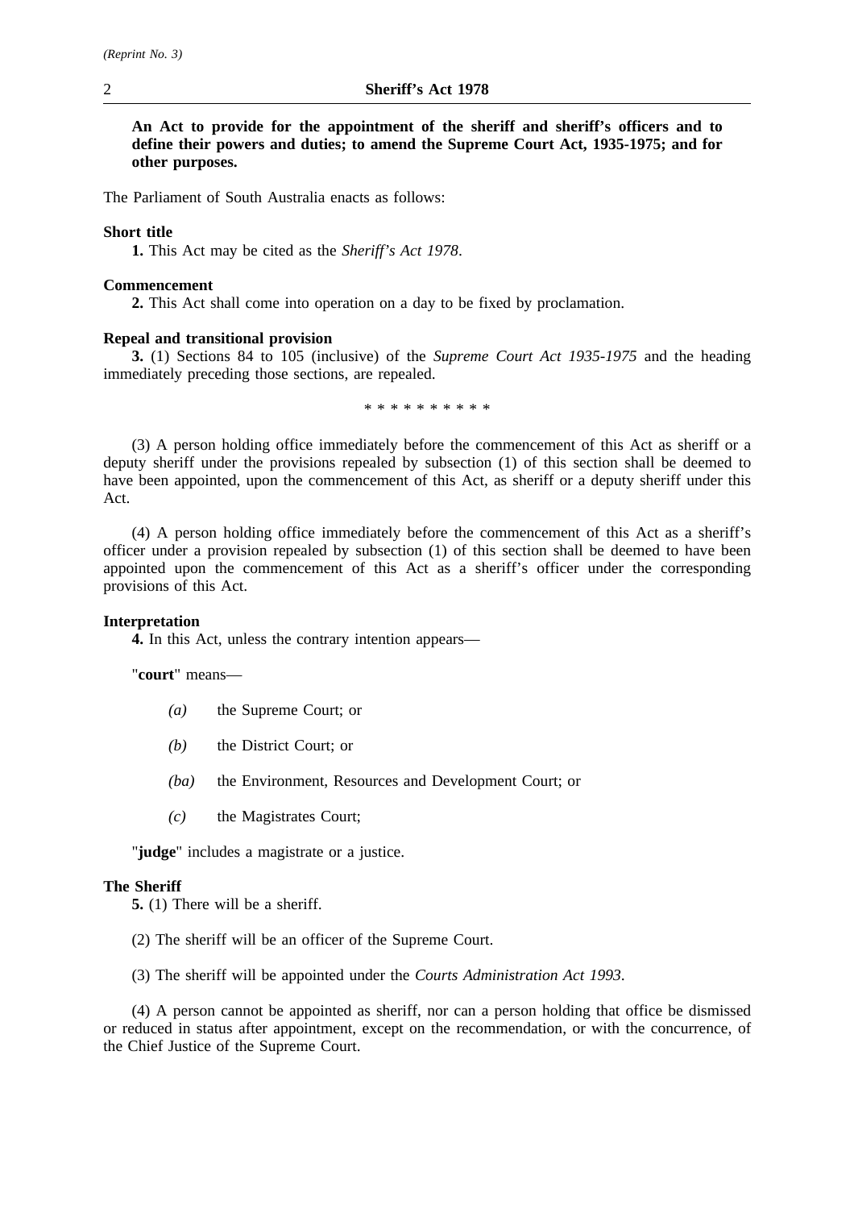**An Act to provide for the appointment of the sheriff and sheriff's officers and to define their powers and duties; to amend the Supreme Court Act, 1935-1975; and for other purposes.**

The Parliament of South Australia enacts as follows:

**Short title**

**1.** This Act may be cited as the *Sheriff's Act 1978*.

**Commencement**

**2.** This Act shall come into operation on a day to be fixed by proclamation.

**Repeal and transitional provision**

**3.** (1) Sections 84 to 105 (inclusive) of the *Supreme Court Act 1935-1975* and the heading immediately preceding those sections, are repealed.

\* \* \* \* \* \* \* \* \* \*

(3) A person holding office immediately before the commencement of this Act as sheriff or a deputy sheriff under the provisions repealed by subsection (1) of this section shall be deemed to have been appointed, upon the commencement of this Act, as sheriff or a deputy sheriff under this Act.

(4) A person holding office immediately before the commencement of this Act as a sheriff's officer under a provision repealed by subsection (1) of this section shall be deemed to have been appointed upon the commencement of this Act as a sheriff's officer under the corresponding provisions of this Act.

**Interpretation**

**4.** In this Act, unless the contrary intention appears—

"**court**" means—

- *(a)* the Supreme Court; or
- *(b)* the District Court; or
- *(ba)* the Environment, Resources and Development Court; or
- *(c)* the Magistrates Court;

"**judge**" includes a magistrate or a justice.

**The Sheriff**

**5.** (1) There will be a sheriff.

(2) The sheriff will be an officer of the Supreme Court.

(3) The sheriff will be appointed under the *Courts Administration Act 1993*.

(4) A person cannot be appointed as sheriff, nor can a person holding that office be dismissed or reduced in status after appointment, except on the recommendation, or with the concurrence, of the Chief Justice of the Supreme Court.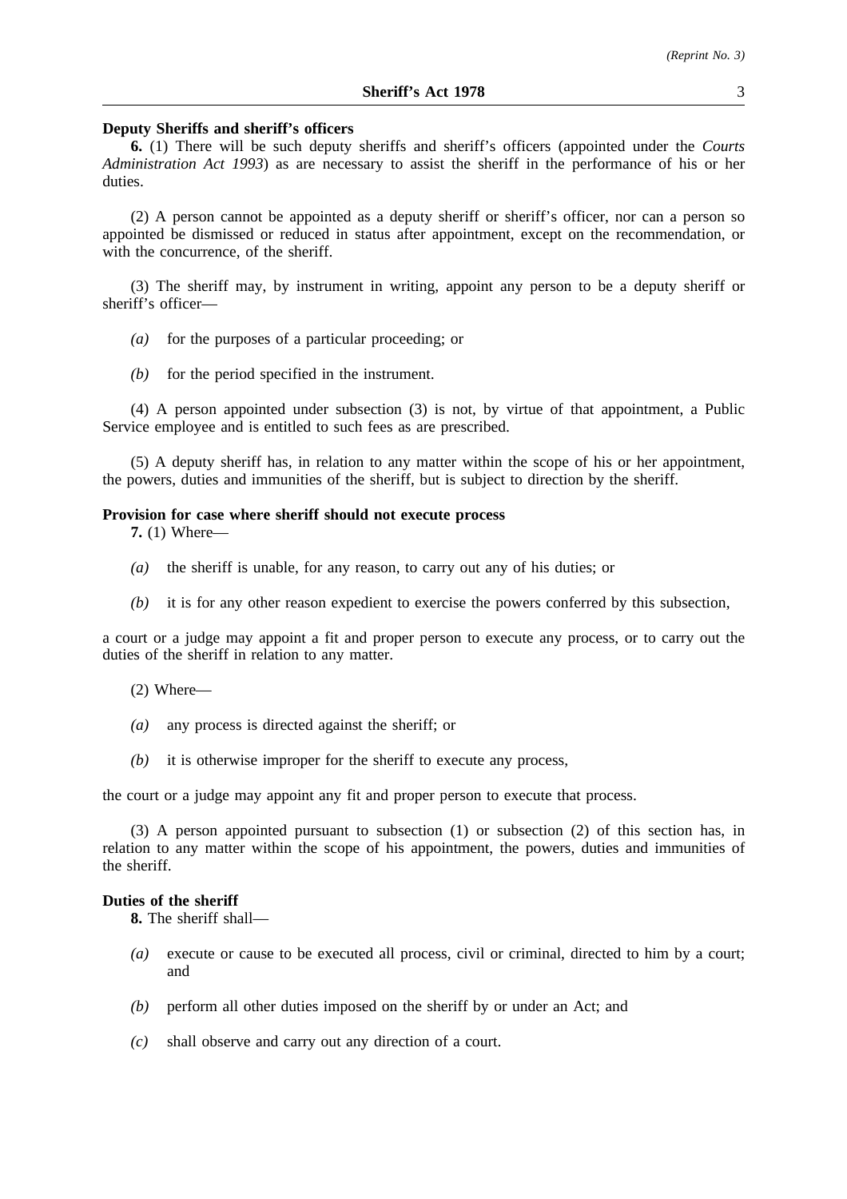**Deputy Sheriffs and sheriff's officers**

**6.** (1) There will be such deputy sheriffs and sheriff's officers (appointed under the *Courts Administration Act 1993*) as are necessary to assist the sheriff in the performance of his or her duties.

(2) A person cannot be appointed as a deputy sheriff or sheriff's officer, nor can a person so appointed be dismissed or reduced in status after appointment, except on the recommendation, or with the concurrence, of the sheriff.

(3) The sheriff may, by instrument in writing, appoint any person to be a deputy sheriff or sheriff's officer—

*(a)* for the purposes of a particular proceeding; or

*(b)* for the period specified in the instrument.

(4) A person appointed under subsection (3) is not, by virtue of that appointment, a Public Service employee and is entitled to such fees as are prescribed.

(5) A deputy sheriff has, in relation to any matter within the scope of his or her appointment, the powers, duties and immunities of the sheriff, but is subject to direction by the sheriff.

**Provision for case where sheriff should not execute process**

**7.** (1) Where—

*(a)* the sheriff is unable, for any reason, to carry out any of his duties; or

*(b)* it is for any other reason expedient to exercise the powers conferred by this subsection,

a court or a judge may appoint a fit and proper person to execute any process, or to carry out the duties of the sheriff in relation to any matter.

(2) Where—

*(a)* any process is directed against the sheriff; or

*(b)* it is otherwise improper for the sheriff to execute any process,

the court or a judge may appoint any fit and proper person to execute that process.

(3) A person appointed pursuant to subsection (1) or subsection (2) of this section has, in relation to any matter within the scope of his appointment, the powers, duties and immunities of the sheriff.

**Duties of the sheriff**

**8.** The sheriff shall—

*(a)* execute or cause to be executed all process, civil or criminal, directed to him by a court; and

*(b)* perform all other duties imposed on the sheriff by or under an Act; and

*(c)* shall observe and carry out any direction of a court.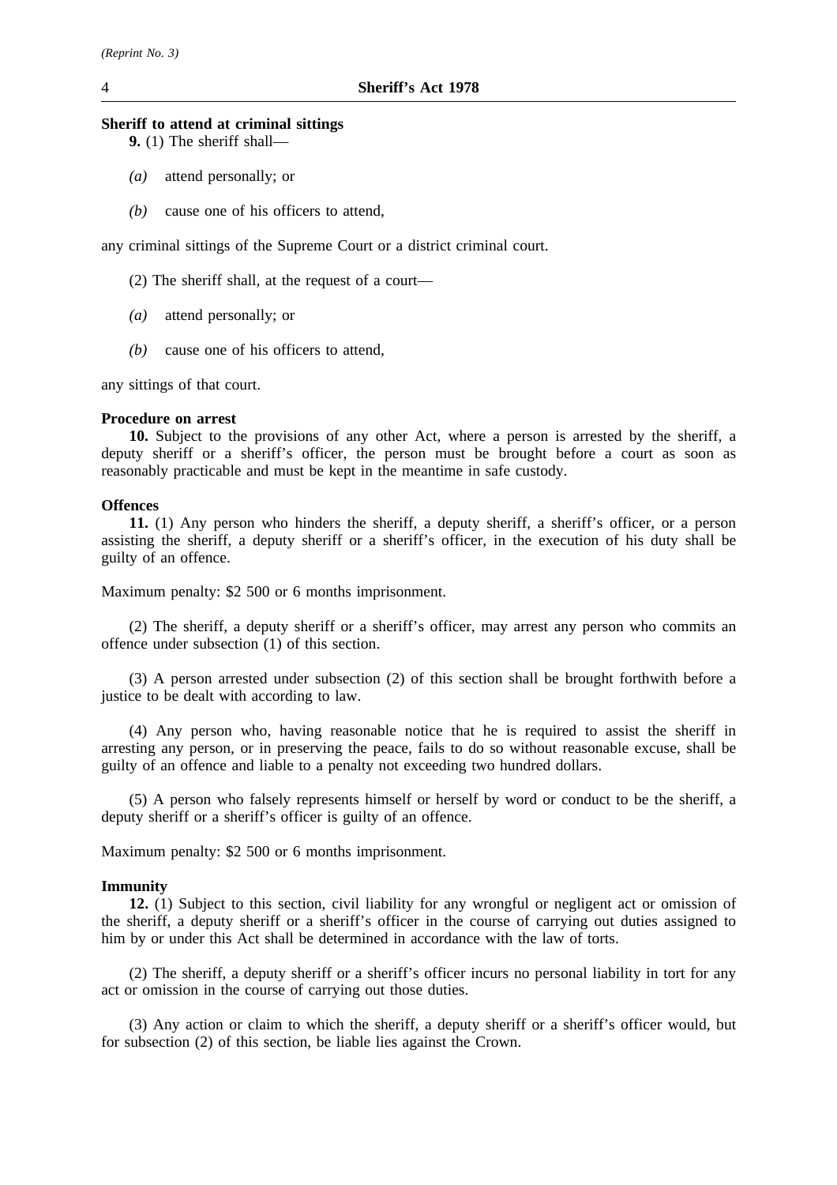**Sheriff to attend at criminal sittings**

**9.** (1) The sheriff shall—

*(a)* attend personally; or

*(b)* cause one of his officers to attend,

any criminal sittings of the Supreme Court or a district criminal court.

(2) The sheriff shall, at the request of a court—

*(a)* attend personally; or

*(b)* cause one of his officers to attend,

any sittings of that court.

**Procedure on arrest**

**10.** Subject to the provisions of any other Act, where a person is arrested by the sheriff, a deputy sheriff or a sheriff's officer, the person must be brought before a court as soon as reasonably practicable and must be kept in the meantime in safe custody.

**Offences**

**11.** (1) Any person who hinders the sheriff, a deputy sheriff, a sheriff's officer, or a person assisting the sheriff, a deputy sheriff or a sheriff's officer, in the execution of his duty shall be guilty of an offence.

Maximum penalty: $2 500 or 6 months imprisonment.

(2) The sheriff, a deputy sheriff or a sheriff's officer, may arrest any person who commits an offence under subsection (1) of this section.

(3) A person arrested under subsection (2) of this section shall be brought forthwith before a justice to be dealt with according to law.

(4) Any person who, having reasonable notice that he is required to assist the sheriff in arresting any person, or in preserving the peace, fails to do so without reasonable excuse, shall be guilty of an offence and liable to a penalty not exceeding two hundred dollars.

(5) A person who falsely represents himself or herself by word or conduct to be the sheriff, a deputy sheriff or a sheriff's officer is guilty of an offence.

Maximum penalty: $2 500 or 6 months imprisonment.

**Immunity**

**12.** (1) Subject to this section, civil liability for any wrongful or negligent act or omission of the sheriff, a deputy sheriff or a sheriff's officer in the course of carrying out duties assigned to him by or under this Act shall be determined in accordance with the law of torts.

(2) The sheriff, a deputy sheriff or a sheriff's officer incurs no personal liability in tort for any act or omission in the course of carrying out those duties.

(3) Any action or claim to which the sheriff, a deputy sheriff or a sheriff's officer would, but for subsection (2) of this section, be liable lies against the Crown.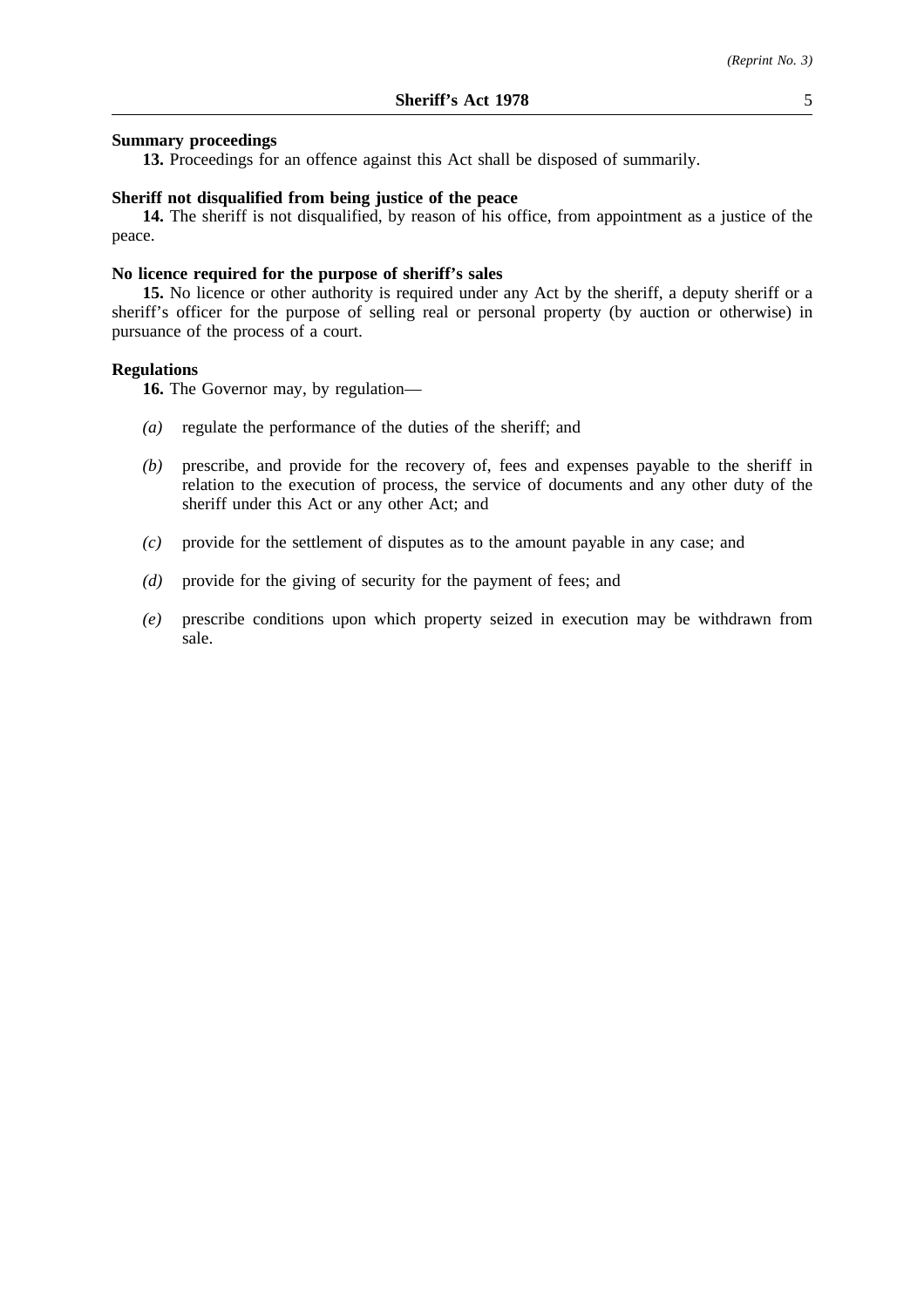**Summary proceedings**

**13.** Proceedings for an offence against this Act shall be disposed of summarily.

**Sheriff not disqualified from being justice of the peace**

**14.** The sheriff is not disqualified, by reason of his office, from appointment as a justice of the peace.

**No licence required for the purpose of sheriff's sales**

**15.** No licence or other authority is required under any Act by the sheriff, a deputy sheriff or a sheriff's officer for the purpose of selling real or personal property (by auction or otherwise) in pursuance of the process of a court.

**Regulations**

**16.** The Governor may, by regulation—

*(a)* regulate the performance of the duties of the sheriff; and

*(b)* prescribe, and provide for the recovery of, fees and expenses payable to the sheriff in relation to the execution of process, the service of documents and any other duty of the sheriff under this Act or any other Act; and

*(c)* provide for the settlement of disputes as to the amount payable in any case; and

*(d)* provide for the giving of security for the payment of fees; and

*(e)* prescribe conditions upon which property seized in execution may be withdrawn from sale.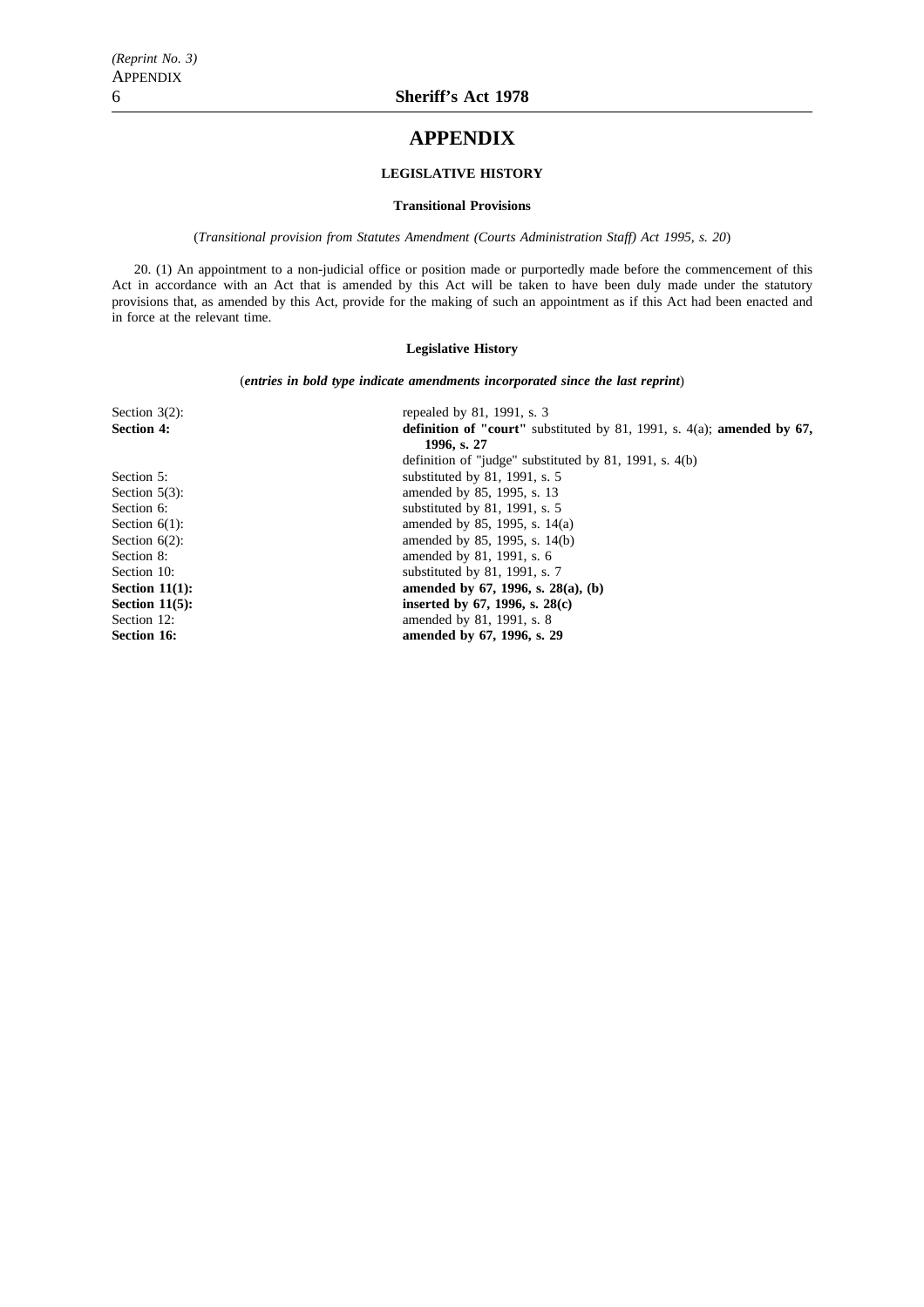# APPENDIX

## LEGISLATIVE HISTORY

### Transitional Provisions

(*Transitional provision from Statutes Amendment (Courts Administration Staff) Act 1995, s. 20*)

20. (1) An appointment to a non-judicial office or position made or purportedly made before the commencement of this Act in accordance with an Act that is amended by this Act will be taken to have been duly made under the statutory provisions that, as amended by this Act, provide for the making of such an appointment as if this Act had been enacted and in force at the relevant time.

### Legislative History

(***entries in bold type indicate amendments incorporated since the last reprint***)

| | |
|---|---|
| Section 3(2): | repealed by 81, 1991, s. 3 |
| **Section 4:** | **definition of "court"** substituted by 81, 1991, s. 4(a); **amended by 67, 1996, s. 27** |
| | definition of "judge" substituted by 81, 1991, s. 4(b) |
| Section 5: | substituted by 81, 1991, s. 5 |
| Section 5(3): | amended by 85, 1995, s. 13 |
| Section 6: | substituted by 81, 1991, s. 5 |
| Section 6(1): | amended by 85, 1995, s. 14(a) |
| Section 6(2): | amended by 85, 1995, s. 14(b) |
| Section 8: | amended by 81, 1991, s. 6 |
| Section 10: | substituted by 81, 1991, s. 7 |
| **Section 11(1):** | **amended by 67, 1996, s. 28(a), (b)** |
| **Section 11(5):** | **inserted by 67, 1996, s. 28(c)** |
| Section 12: | amended by 81, 1991, s. 8 |
| **Section 16:** | **amended by 67, 1996, s. 29** |